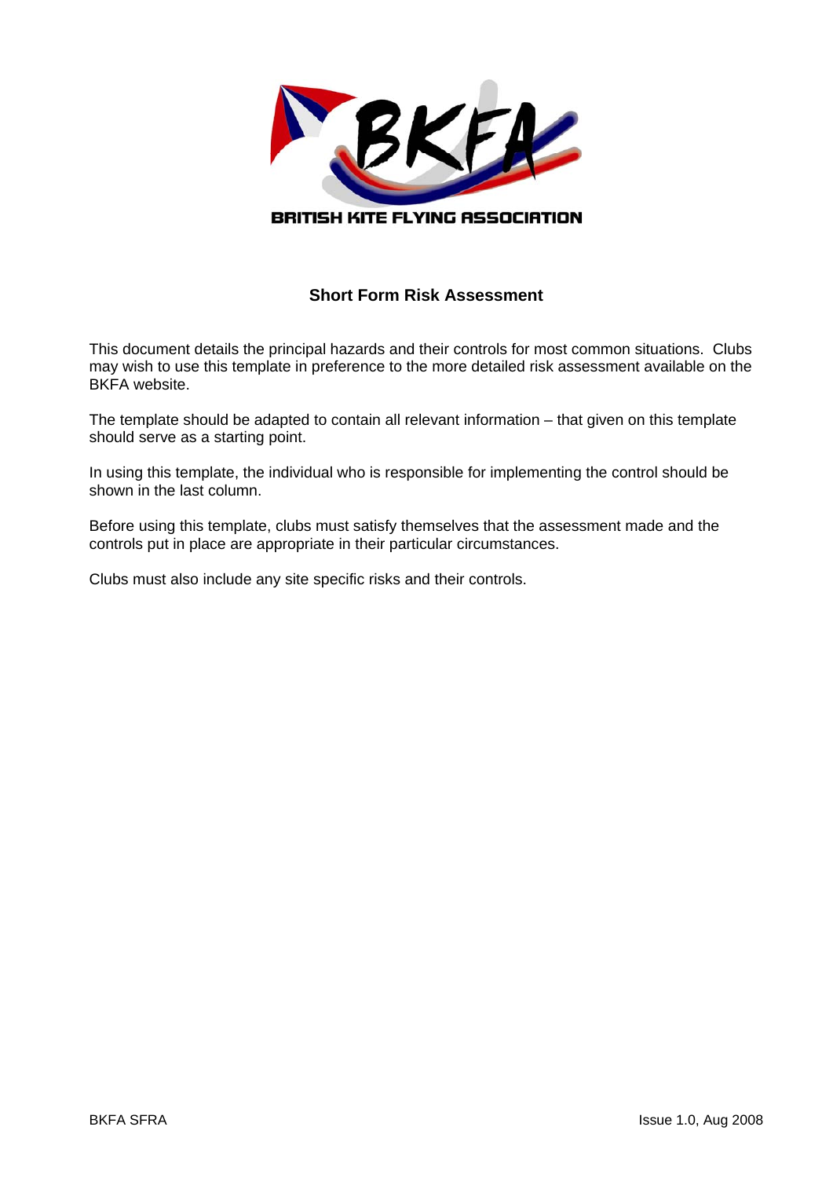BRITISH KITE FLYING ASSOCIATION

## Short Form Risk Assessment

This document details the principal hazards and their controls for most common situations. Clubs may wish to use this template in preference to the more detailed risk assessment available on the BKFA website.

The template should be adapted to contain all relevant information – that given on this template should serve as a starting point.

In using this template, the individual who is responsible for implementing the control should be shown in the last column.

Before using this template, clubs must satisfy themselves that the assessment made and the controls put in place are appropriate in their particular circumstances.

Clubs must also include any site specific risks and their controls.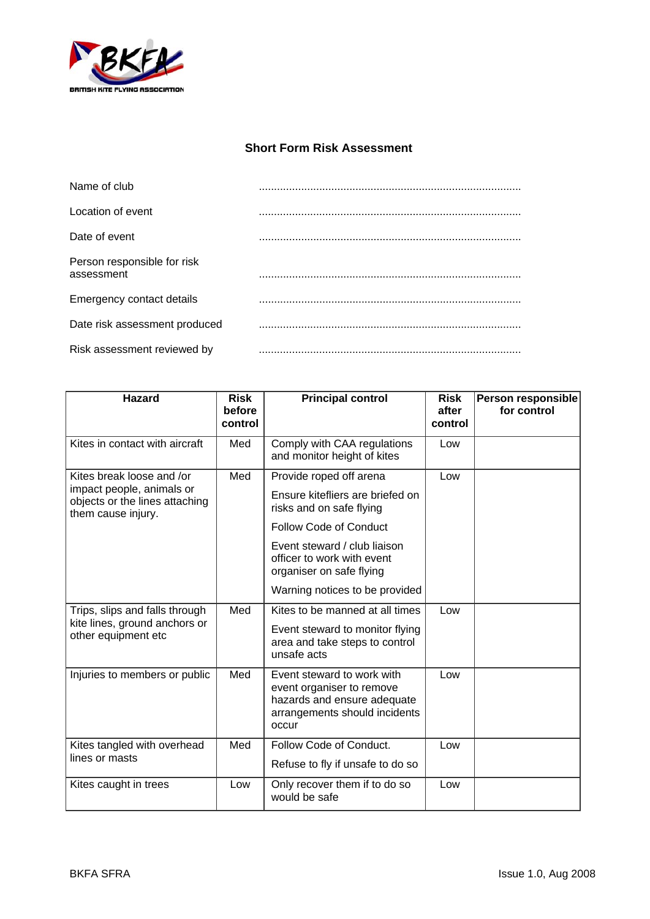BRITISH KITE FLYING ASSOCIATION

## Short Form Risk Assessment

Name of club ........................................................................................

Location of event ........................................................................................

Date of event ........................................................................................

Person responsible for risk assessment ........................................................................................

Emergency contact details ........................................................................................

Date risk assessment produced ........................................................................................

Risk assessment reviewed by ........................................................................................

| Hazard | Risk before control | Principal control | Risk after control | Person responsible for control |
|---|---|---|---|---|
| Kites in contact with aircraft | Med | Comply with CAA regulations and monitor height of kites | Low | |
| Kites break loose and /or impact people, animals or objects or the lines attaching them cause injury. | Med | Provide roped off arena<br>Ensure kitefliers are briefed on risks and on safe flying<br>Follow Code of Conduct<br>Event steward / club liaison officer to work with event organiser on safe flying<br>Warning notices to be provided | Low | |
| Trips, slips and falls through kite lines, ground anchors or other equipment etc | Med | Kites to be manned at all times<br>Event steward to monitor flying area and take steps to control unsafe acts | Low | |
| Injuries to members or public | Med | Event steward to work with event organiser to remove hazards and ensure adequate arrangements should incidents occur | Low | |
| Kites tangled with overhead lines or masts | Med | Follow Code of Conduct.<br>Refuse to fly if unsafe to do so | Low | |
| Kites caught in trees | Low | Only recover them if to do so would be safe | Low | |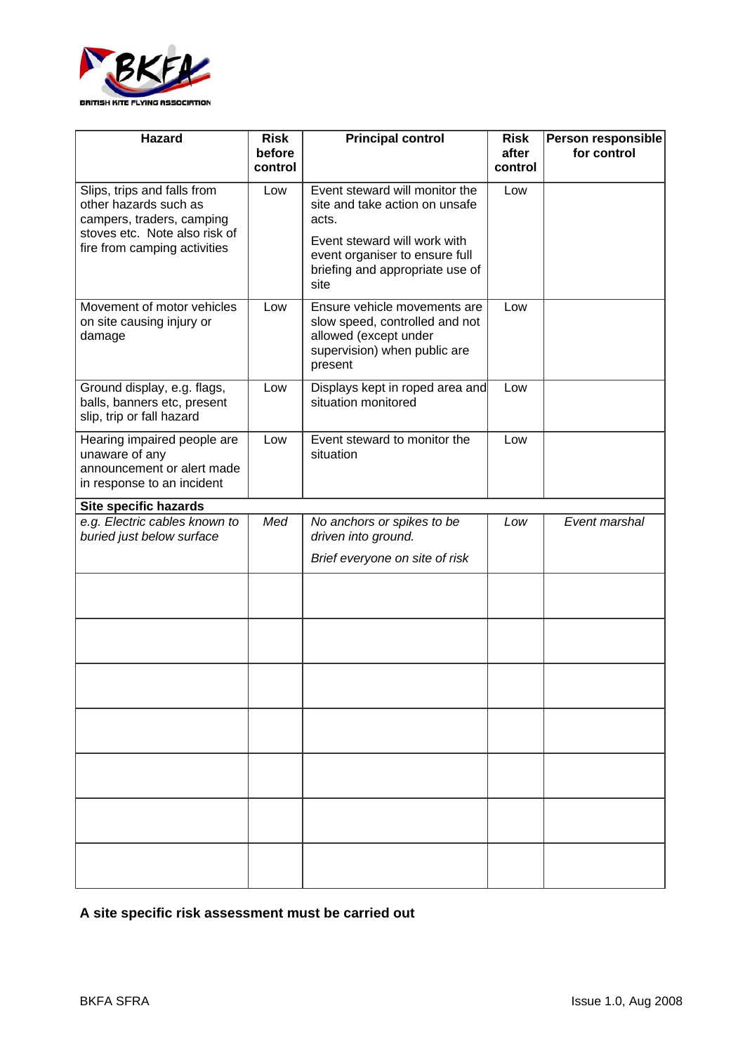| Hazard | Risk before control | Principal control | Risk after control | Person responsible for control |
|---|---|---|---|---|
| Slips, trips and falls from other hazards such as campers, traders, camping stoves etc. Note also risk of fire from camping activities | Low | Event steward will monitor the site and take action on unsafe acts.<br>Event steward will work with event organiser to ensure full briefing and appropriate use of site | Low | |
| Movement of motor vehicles on site causing injury or damage | Low | Ensure vehicle movements are slow speed, controlled and not allowed (except under supervision) when public are present | Low | |
| Ground display, e.g. flags, balls, banners etc, present slip, trip or fall hazard | Low | Displays kept in roped area and situation monitored | Low | |
| Hearing impaired people are unaware of any announcement or alert made in response to an incident | Low | Event steward to monitor the situation | Low | |
| **Site specific hazards** | | | | |
| *e.g. Electric cables known to buried just below surface* | *Med* | *No anchors or spikes to be driven into ground.*<br>*Brief everyone on site of risk* | *Low* | *Event marshal* |
| | | | | |
| | | | | |
| | | | | |
| | | | | |
| | | | | |
| | | | | |
| | | | | |

**A site specific risk assessment must be carried out**